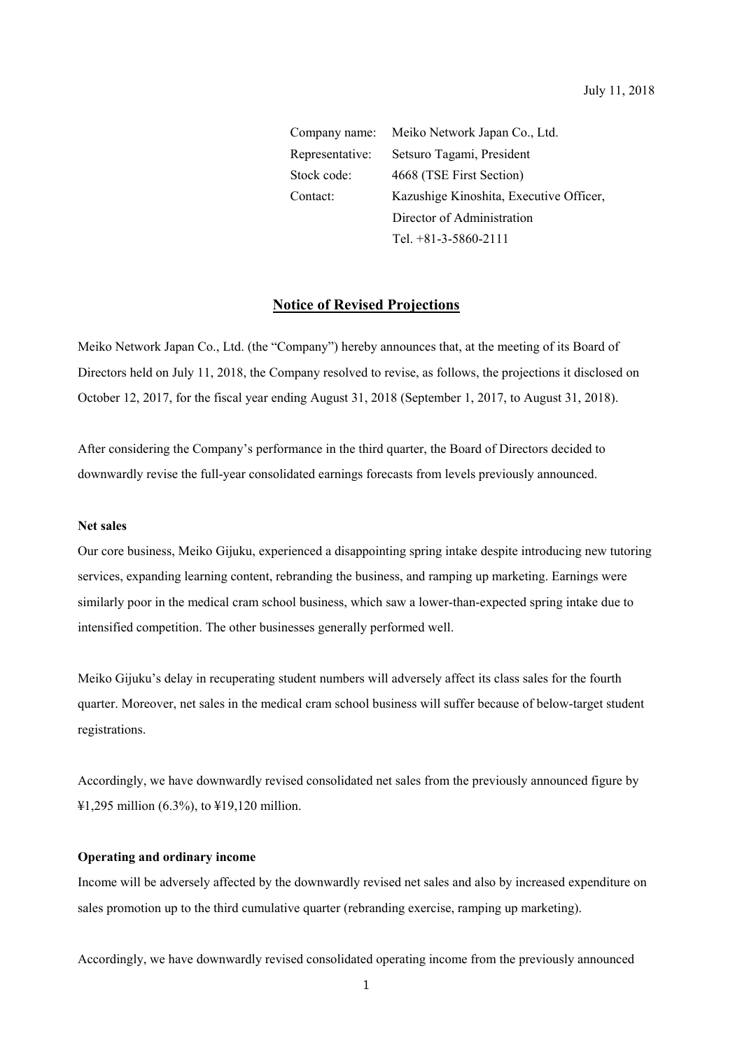July 11, 2018

Company name: Meiko Network Japan Co., Ltd.
Representative: Setsuro Tagami, President
Stock code: 4668 (TSE First Section)
Contact: Kazushige Kinoshita, Executive Officer, Director of Administration
Tel. +81-3-5860-2111

# Notice of Revised Projections

Meiko Network Japan Co., Ltd. (the "Company") hereby announces that, at the meeting of its Board of Directors held on July 11, 2018, the Company resolved to revise, as follows, the projections it disclosed on October 12, 2017, for the fiscal year ending August 31, 2018 (September 1, 2017, to August 31, 2018).

After considering the Company's performance in the third quarter, the Board of Directors decided to downwardly revise the full-year consolidated earnings forecasts from levels previously announced.

**Net sales**

Our core business, Meiko Gijuku, experienced a disappointing spring intake despite introducing new tutoring services, expanding learning content, rebranding the business, and ramping up marketing. Earnings were similarly poor in the medical cram school business, which saw a lower-than-expected spring intake due to intensified competition. The other businesses generally performed well.

Meiko Gijuku's delay in recuperating student numbers will adversely affect its class sales for the fourth quarter. Moreover, net sales in the medical cram school business will suffer because of below-target student registrations.

Accordingly, we have downwardly revised consolidated net sales from the previously announced figure by ¥1,295 million (6.3%), to ¥19,120 million.

**Operating and ordinary income**

Income will be adversely affected by the downwardly revised net sales and also by increased expenditure on sales promotion up to the third cumulative quarter (rebranding exercise, ramping up marketing).

Accordingly, we have downwardly revised consolidated operating income from the previously announced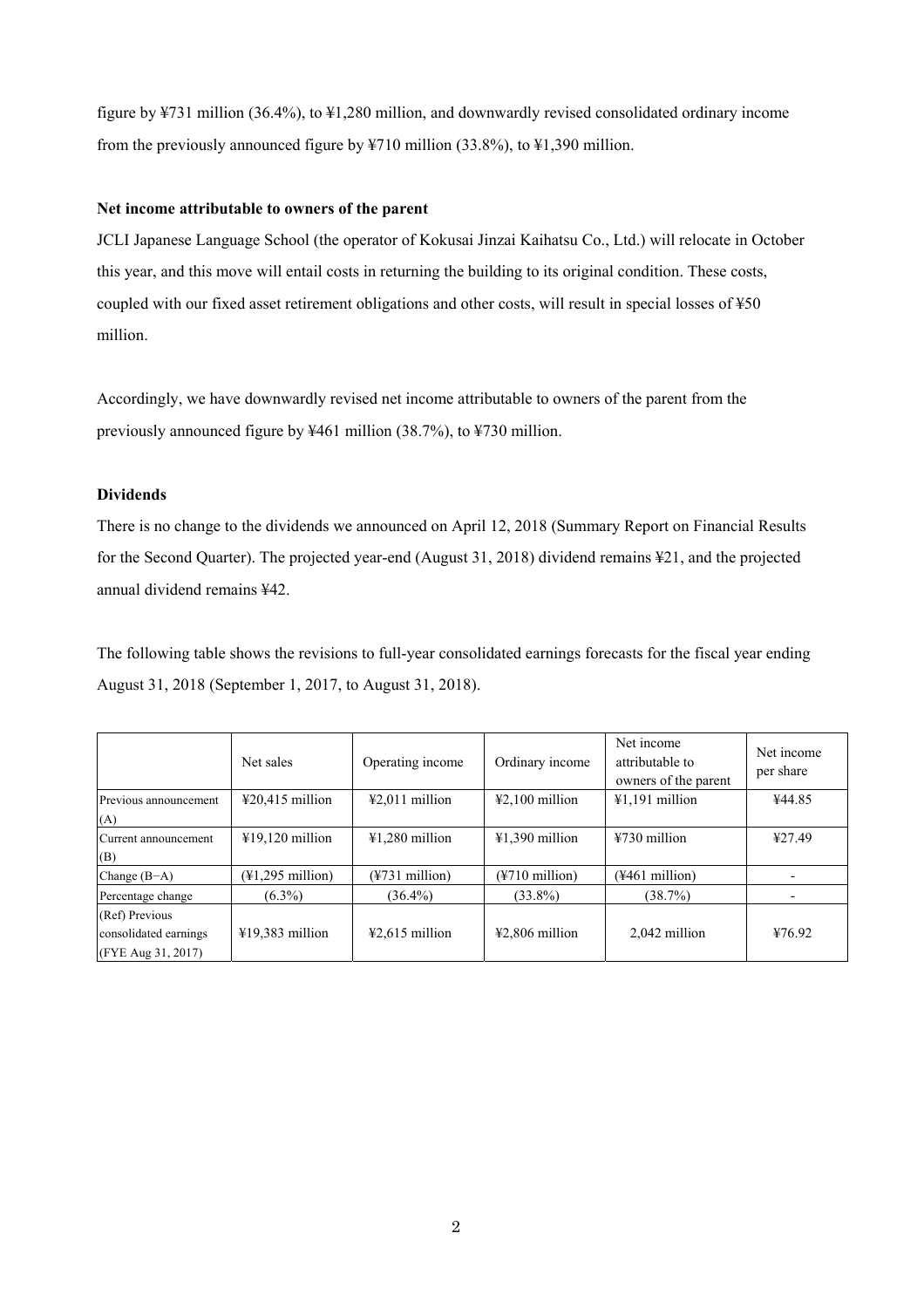figure by ¥731 million (36.4%), to ¥1,280 million, and downwardly revised consolidated ordinary income from the previously announced figure by ¥710 million (33.8%), to ¥1,390 million.

**Net income attributable to owners of the parent**

JCLI Japanese Language School (the operator of Kokusai Jinzai Kaihatsu Co., Ltd.) will relocate in October this year, and this move will entail costs in returning the building to its original condition. These costs, coupled with our fixed asset retirement obligations and other costs, will result in special losses of ¥50 million.

Accordingly, we have downwardly revised net income attributable to owners of the parent from the previously announced figure by ¥461 million (38.7%), to ¥730 million.

**Dividends**

There is no change to the dividends we announced on April 12, 2018 (Summary Report on Financial Results for the Second Quarter). The projected year-end (August 31, 2018) dividend remains ¥21, and the projected annual dividend remains ¥42.

The following table shows the revisions to full-year consolidated earnings forecasts for the fiscal year ending August 31, 2018 (September 1, 2017, to August 31, 2018).

| | Net sales | Operating income | Ordinary income | Net income attributable to owners of the parent | Net income per share |
|---|---|---|---|---|---|
| Previous announcement (A) | ¥20,415 million | ¥2,011 million | ¥2,100 million | ¥1,191 million | ¥44.85 |
| Current announcement (B) | ¥19,120 million | ¥1,280 million | ¥1,390 million | ¥730 million | ¥27.49 |
| Change (B−A) | (¥1,295 million) | (¥731 million) | (¥710 million) | (¥461 million) | - |
| Percentage change | (6.3%) | (36.4%) | (33.8%) | (38.7%) | - |
| (Ref) Previous consolidated earnings (FYE Aug 31, 2017) | ¥19,383 million | ¥2,615 million | ¥2,806 million | 2,042 million | ¥76.92 |